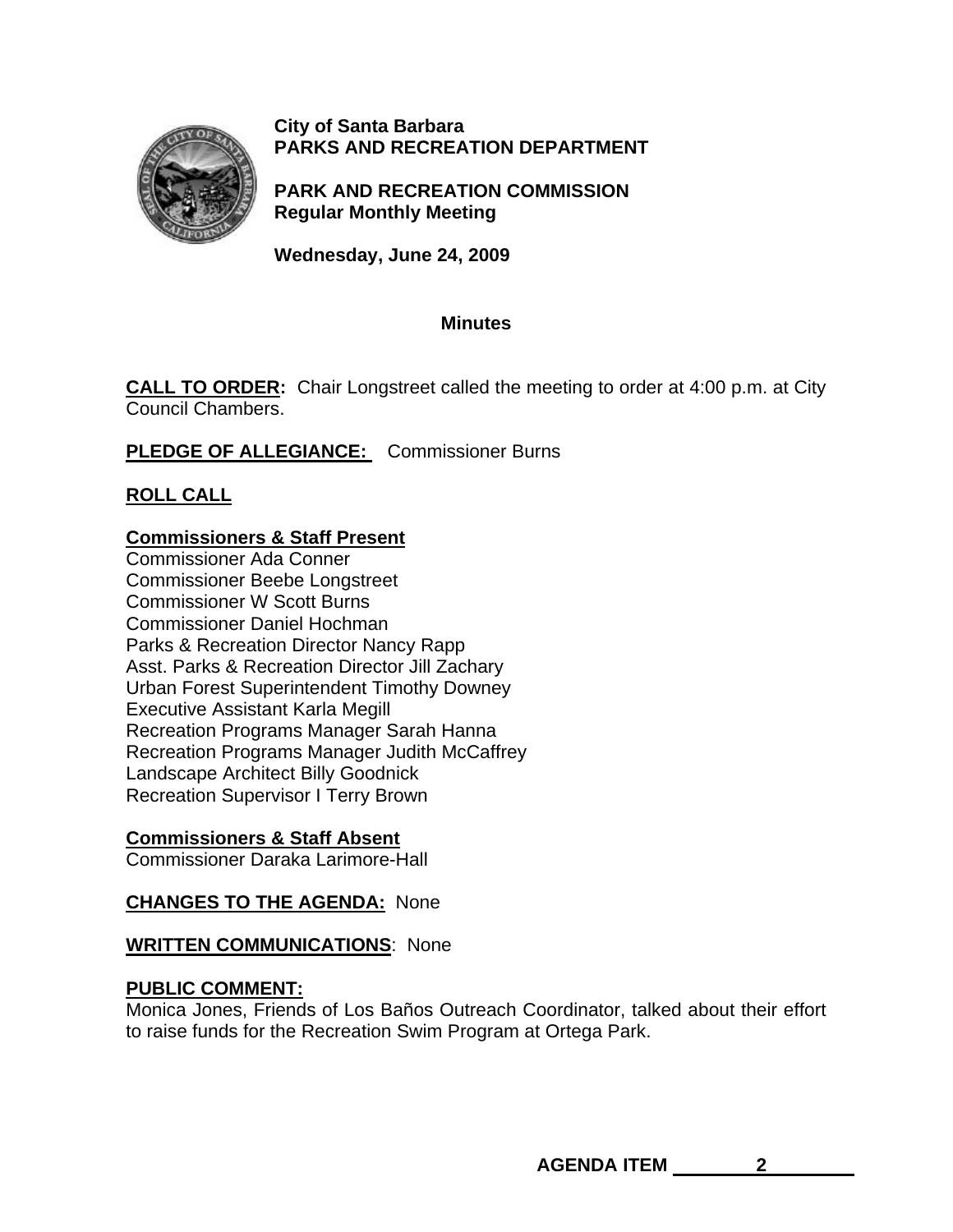**City of Santa Barbara**
**PARKS AND RECREATION DEPARTMENT**

**PARK AND RECREATION COMMISSION**
**Regular Monthly Meeting**

**Wednesday, June 24, 2009**

## Minutes

**CALL TO ORDER:** Chair Longstreet called the meeting to order at 4:00 p.m. at City Council Chambers.

**PLEDGE OF ALLEGIANCE:** Commissioner Burns

**ROLL CALL**

**Commissioners & Staff Present**
Commissioner Ada Conner
Commissioner Beebe Longstreet
Commissioner W Scott Burns
Commissioner Daniel Hochman
Parks & Recreation Director Nancy Rapp
Asst. Parks & Recreation Director Jill Zachary
Urban Forest Superintendent Timothy Downey
Executive Assistant Karla Megill
Recreation Programs Manager Sarah Hanna
Recreation Programs Manager Judith McCaffrey
Landscape Architect Billy Goodnick
Recreation Supervisor I Terry Brown

**Commissioners & Staff Absent**
Commissioner Daraka Larimore-Hall

**CHANGES TO THE AGENDA:** None

**WRITTEN COMMUNICATIONS**: None

**PUBLIC COMMENT:**
Monica Jones, Friends of Los Baños Outreach Coordinator, talked about their effort to raise funds for the Recreation Swim Program at Ortega Park.

**AGENDA ITEM 2**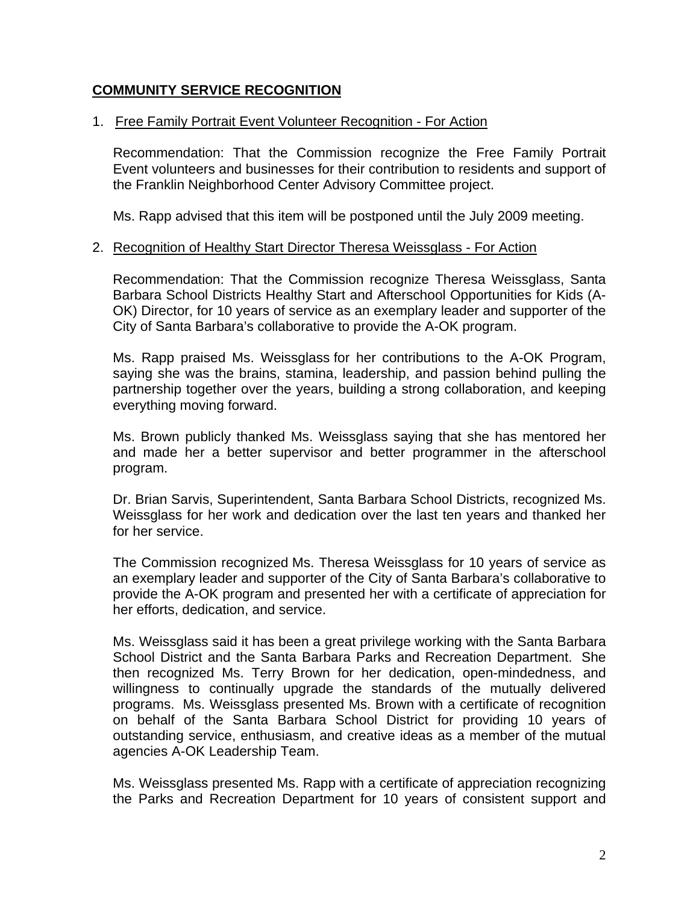## COMMUNITY SERVICE RECOGNITION

1. Free Family Portrait Event Volunteer Recognition - For Action

   Recommendation: That the Commission recognize the Free Family Portrait Event volunteers and businesses for their contribution to residents and support of the Franklin Neighborhood Center Advisory Committee project.

   Ms. Rapp advised that this item will be postponed until the July 2009 meeting.

2. Recognition of Healthy Start Director Theresa Weissglass - For Action

   Recommendation: That the Commission recognize Theresa Weissglass, Santa Barbara School Districts Healthy Start and Afterschool Opportunities for Kids (A-OK) Director, for 10 years of service as an exemplary leader and supporter of the City of Santa Barbara's collaborative to provide the A-OK program.

   Ms. Rapp praised Ms. Weissglass for her contributions to the A-OK Program, saying she was the brains, stamina, leadership, and passion behind pulling the partnership together over the years, building a strong collaboration, and keeping everything moving forward.

   Ms. Brown publicly thanked Ms. Weissglass saying that she has mentored her and made her a better supervisor and better programmer in the afterschool program.

   Dr. Brian Sarvis, Superintendent, Santa Barbara School Districts, recognized Ms. Weissglass for her work and dedication over the last ten years and thanked her for her service.

   The Commission recognized Ms. Theresa Weissglass for 10 years of service as an exemplary leader and supporter of the City of Santa Barbara's collaborative to provide the A-OK program and presented her with a certificate of appreciation for her efforts, dedication, and service.

   Ms. Weissglass said it has been a great privilege working with the Santa Barbara School District and the Santa Barbara Parks and Recreation Department. She then recognized Ms. Terry Brown for her dedication, open-mindedness, and willingness to continually upgrade the standards of the mutually delivered programs. Ms. Weissglass presented Ms. Brown with a certificate of recognition on behalf of the Santa Barbara School District for providing 10 years of outstanding service, enthusiasm, and creative ideas as a member of the mutual agencies A-OK Leadership Team.

   Ms. Weissglass presented Ms. Rapp with a certificate of appreciation recognizing the Parks and Recreation Department for 10 years of consistent support and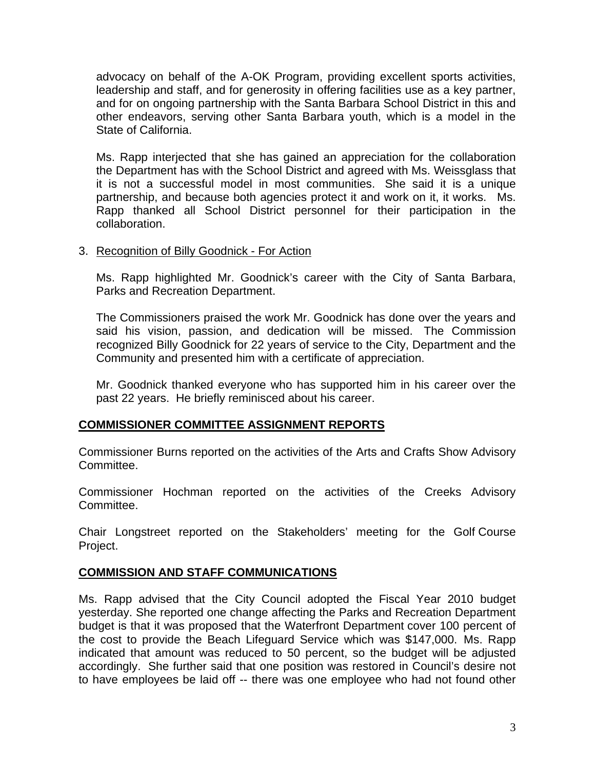advocacy on behalf of the A-OK Program, providing excellent sports activities, leadership and staff, and for generosity in offering facilities use as a key partner, and for on ongoing partnership with the Santa Barbara School District in this and other endeavors, serving other Santa Barbara youth, which is a model in the State of California.

Ms. Rapp interjected that she has gained an appreciation for the collaboration the Department has with the School District and agreed with Ms. Weissglass that it is not a successful model in most communities. She said it is a unique partnership, and because both agencies protect it and work on it, it works. Ms. Rapp thanked all School District personnel for their participation in the collaboration.

3. Recognition of Billy Goodnick - For Action

   Ms. Rapp highlighted Mr. Goodnick's career with the City of Santa Barbara, Parks and Recreation Department.

   The Commissioners praised the work Mr. Goodnick has done over the years and said his vision, passion, and dedication will be missed. The Commission recognized Billy Goodnick for 22 years of service to the City, Department and the Community and presented him with a certificate of appreciation.

   Mr. Goodnick thanked everyone who has supported him in his career over the past 22 years. He briefly reminisced about his career.

## COMMISSIONER COMMITTEE ASSIGNMENT REPORTS

Commissioner Burns reported on the activities of the Arts and Crafts Show Advisory Committee.

Commissioner Hochman reported on the activities of the Creeks Advisory Committee.

Chair Longstreet reported on the Stakeholders' meeting for the Golf Course Project.

## COMMISSION AND STAFF COMMUNICATIONS

Ms. Rapp advised that the City Council adopted the Fiscal Year 2010 budget yesterday. She reported one change affecting the Parks and Recreation Department budget is that it was proposed that the Waterfront Department cover 100 percent of the cost to provide the Beach Lifeguard Service which was $147,000. Ms. Rapp indicated that amount was reduced to 50 percent, so the budget will be adjusted accordingly. She further said that one position was restored in Council's desire not to have employees be laid off -- there was one employee who had not found other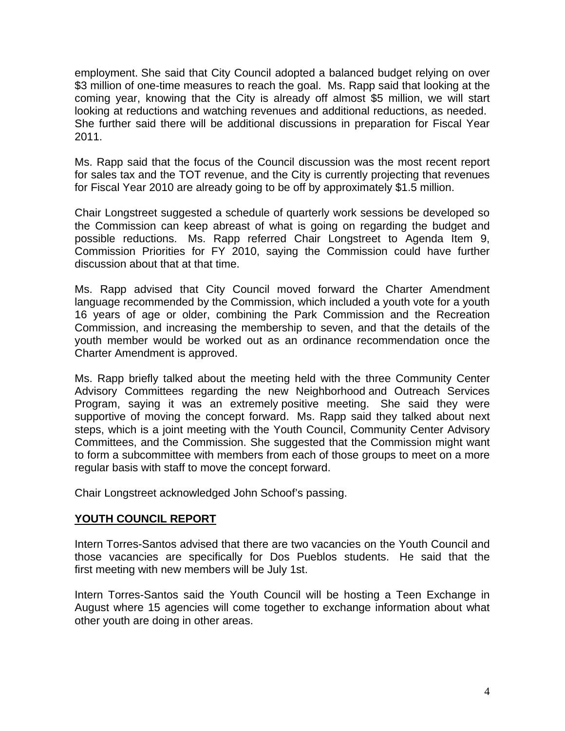employment. She said that City Council adopted a balanced budget relying on over $3 million of one-time measures to reach the goal. Ms. Rapp said that looking at the coming year, knowing that the City is already off almost $5 million, we will start looking at reductions and watching revenues and additional reductions, as needed. She further said there will be additional discussions in preparation for Fiscal Year 2011.

Ms. Rapp said that the focus of the Council discussion was the most recent report for sales tax and the TOT revenue, and the City is currently projecting that revenues for Fiscal Year 2010 are already going to be off by approximately $1.5 million.

Chair Longstreet suggested a schedule of quarterly work sessions be developed so the Commission can keep abreast of what is going on regarding the budget and possible reductions. Ms. Rapp referred Chair Longstreet to Agenda Item 9, Commission Priorities for FY 2010, saying the Commission could have further discussion about that at that time.

Ms. Rapp advised that City Council moved forward the Charter Amendment language recommended by the Commission, which included a youth vote for a youth 16 years of age or older, combining the Park Commission and the Recreation Commission, and increasing the membership to seven, and that the details of the youth member would be worked out as an ordinance recommendation once the Charter Amendment is approved.

Ms. Rapp briefly talked about the meeting held with the three Community Center Advisory Committees regarding the new Neighborhood and Outreach Services Program, saying it was an extremely positive meeting. She said they were supportive of moving the concept forward. Ms. Rapp said they talked about next steps, which is a joint meeting with the Youth Council, Community Center Advisory Committees, and the Commission. She suggested that the Commission might want to form a subcommittee with members from each of those groups to meet on a more regular basis with staff to move the concept forward.

Chair Longstreet acknowledged John Schoof's passing.

## YOUTH COUNCIL REPORT

Intern Torres-Santos advised that there are two vacancies on the Youth Council and those vacancies are specifically for Dos Pueblos students. He said that the first meeting with new members will be July 1st.

Intern Torres-Santos said the Youth Council will be hosting a Teen Exchange in August where 15 agencies will come together to exchange information about what other youth are doing in other areas.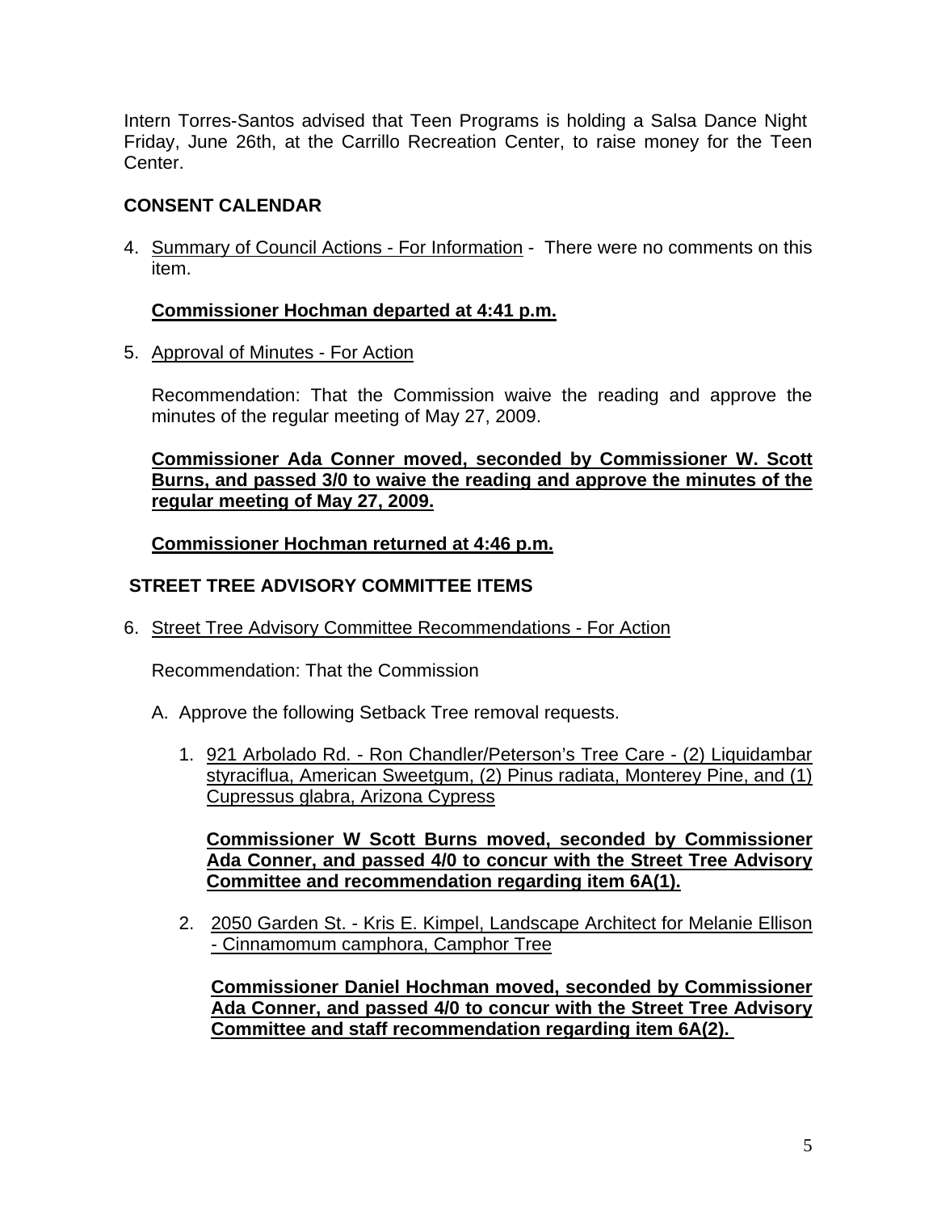Intern Torres-Santos advised that Teen Programs is holding a Salsa Dance Night Friday, June 26th, at the Carrillo Recreation Center, to raise money for the Teen Center.

## CONSENT CALENDAR

4. Summary of Council Actions - For Information - There were no comments on this item.

   **Commissioner Hochman departed at 4:41 p.m.**

5. Approval of Minutes - For Action

   Recommendation: That the Commission waive the reading and approve the minutes of the regular meeting of May 27, 2009.

   **Commissioner Ada Conner moved, seconded by Commissioner W. Scott Burns, and passed 3/0 to waive the reading and approve the minutes of the regular meeting of May 27, 2009.**

   **Commissioner Hochman returned at 4:46 p.m.**

## STREET TREE ADVISORY COMMITTEE ITEMS

6. Street Tree Advisory Committee Recommendations - For Action

   Recommendation: That the Commission

   A. Approve the following Setback Tree removal requests.

      1. 921 Arbolado Rd. - Ron Chandler/Peterson's Tree Care - (2) Liquidambar styraciflua, American Sweetgum, (2) Pinus radiata, Monterey Pine, and (1) Cupressus glabra, Arizona Cypress

         **Commissioner W Scott Burns moved, seconded by Commissioner Ada Conner, and passed 4/0 to concur with the Street Tree Advisory Committee and recommendation regarding item 6A(1).**

      2. 2050 Garden St. - Kris E. Kimpel, Landscape Architect for Melanie Ellison - Cinnamomum camphora, Camphor Tree

         **Commissioner Daniel Hochman moved, seconded by Commissioner Ada Conner, and passed 4/0 to concur with the Street Tree Advisory Committee and staff recommendation regarding item 6A(2).**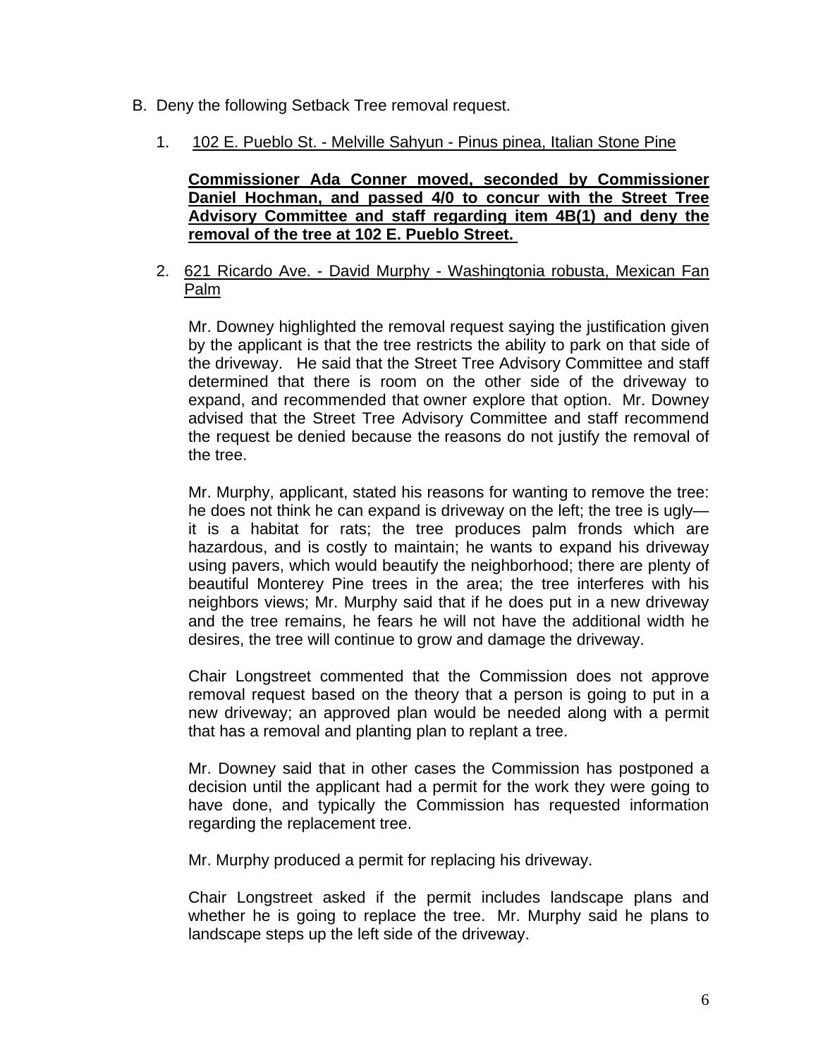B. Deny the following Setback Tree removal request.

1. 102 E. Pueblo St. - Melville Sahyun - Pinus pinea, Italian Stone Pine

   **Commissioner Ada Conner moved, seconded by Commissioner Daniel Hochman, and passed 4/0 to concur with the Street Tree Advisory Committee and staff regarding item 4B(1) and deny the removal of the tree at 102 E. Pueblo Street.**

2. 621 Ricardo Ave. - David Murphy - Washingtonia robusta, Mexican Fan Palm

   Mr. Downey highlighted the removal request saying the justification given by the applicant is that the tree restricts the ability to park on that side of the driveway. He said that the Street Tree Advisory Committee and staff determined that there is room on the other side of the driveway to expand, and recommended that owner explore that option. Mr. Downey advised that the Street Tree Advisory Committee and staff recommend the request be denied because the reasons do not justify the removal of the tree.

   Mr. Murphy, applicant, stated his reasons for wanting to remove the tree: he does not think he can expand is driveway on the left; the tree is ugly—it is a habitat for rats; the tree produces palm fronds which are hazardous, and is costly to maintain; he wants to expand his driveway using pavers, which would beautify the neighborhood; there are plenty of beautiful Monterey Pine trees in the area; the tree interferes with his neighbors views; Mr. Murphy said that if he does put in a new driveway and the tree remains, he fears he will not have the additional width he desires, the tree will continue to grow and damage the driveway.

   Chair Longstreet commented that the Commission does not approve removal request based on the theory that a person is going to put in a new driveway; an approved plan would be needed along with a permit that has a removal and planting plan to replant a tree.

   Mr. Downey said that in other cases the Commission has postponed a decision until the applicant had a permit for the work they were going to have done, and typically the Commission has requested information regarding the replacement tree.

   Mr. Murphy produced a permit for replacing his driveway.

   Chair Longstreet asked if the permit includes landscape plans and whether he is going to replace the tree. Mr. Murphy said he plans to landscape steps up the left side of the driveway.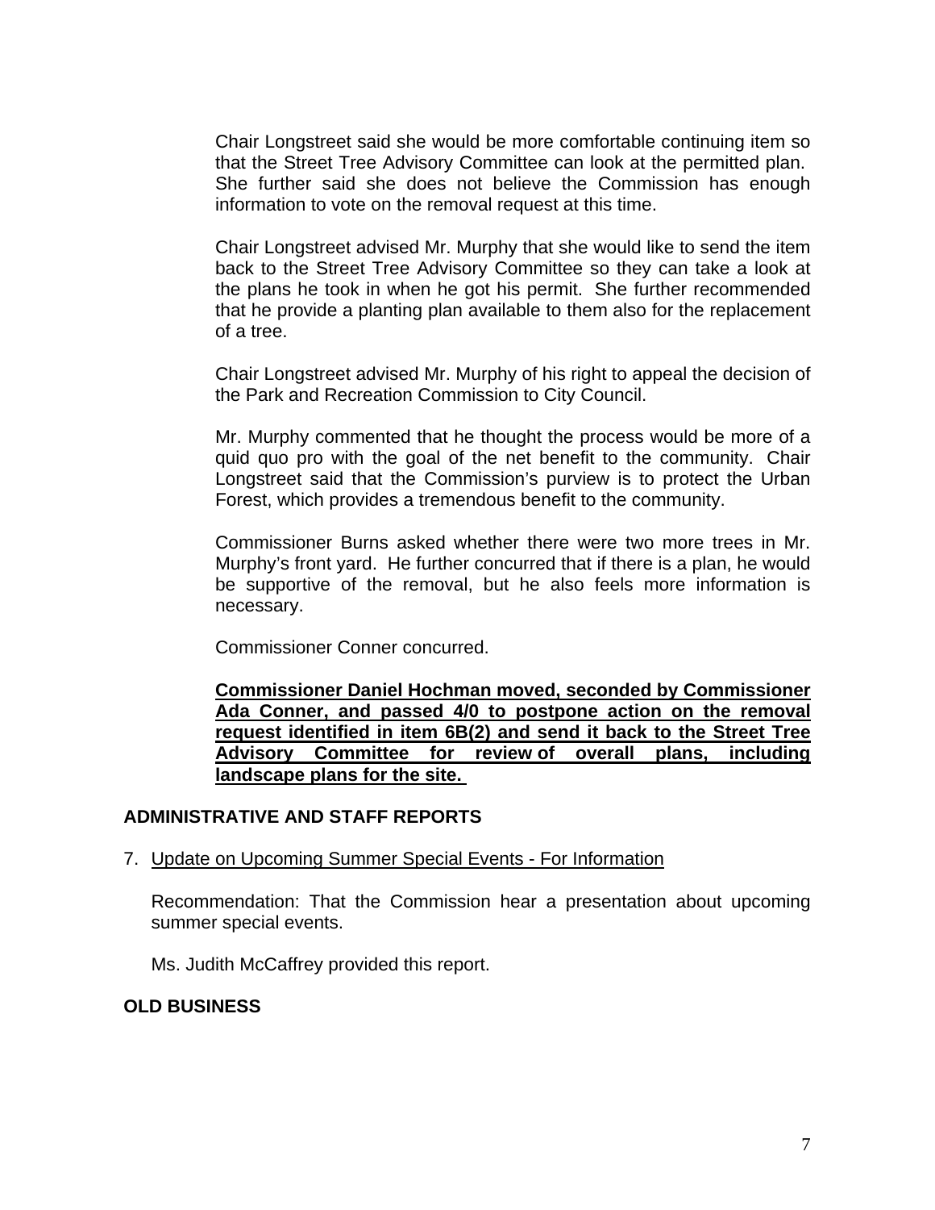Chair Longstreet said she would be more comfortable continuing item so that the Street Tree Advisory Committee can look at the permitted plan. She further said she does not believe the Commission has enough information to vote on the removal request at this time.

Chair Longstreet advised Mr. Murphy that she would like to send the item back to the Street Tree Advisory Committee so they can take a look at the plans he took in when he got his permit. She further recommended that he provide a planting plan available to them also for the replacement of a tree.

Chair Longstreet advised Mr. Murphy of his right to appeal the decision of the Park and Recreation Commission to City Council.

Mr. Murphy commented that he thought the process would be more of a quid quo pro with the goal of the net benefit to the community. Chair Longstreet said that the Commission's purview is to protect the Urban Forest, which provides a tremendous benefit to the community.

Commissioner Burns asked whether there were two more trees in Mr. Murphy's front yard. He further concurred that if there is a plan, he would be supportive of the removal, but he also feels more information is necessary.

Commissioner Conner concurred.

**Commissioner Daniel Hochman moved, seconded by Commissioner Ada Conner, and passed 4/0 to postpone action on the removal request identified in item 6B(2) and send it back to the Street Tree Advisory Committee for review of overall plans, including landscape plans for the site.**

## ADMINISTRATIVE AND STAFF REPORTS

7. Update on Upcoming Summer Special Events - For Information

   Recommendation: That the Commission hear a presentation about upcoming summer special events.

   Ms. Judith McCaffrey provided this report.

## OLD BUSINESS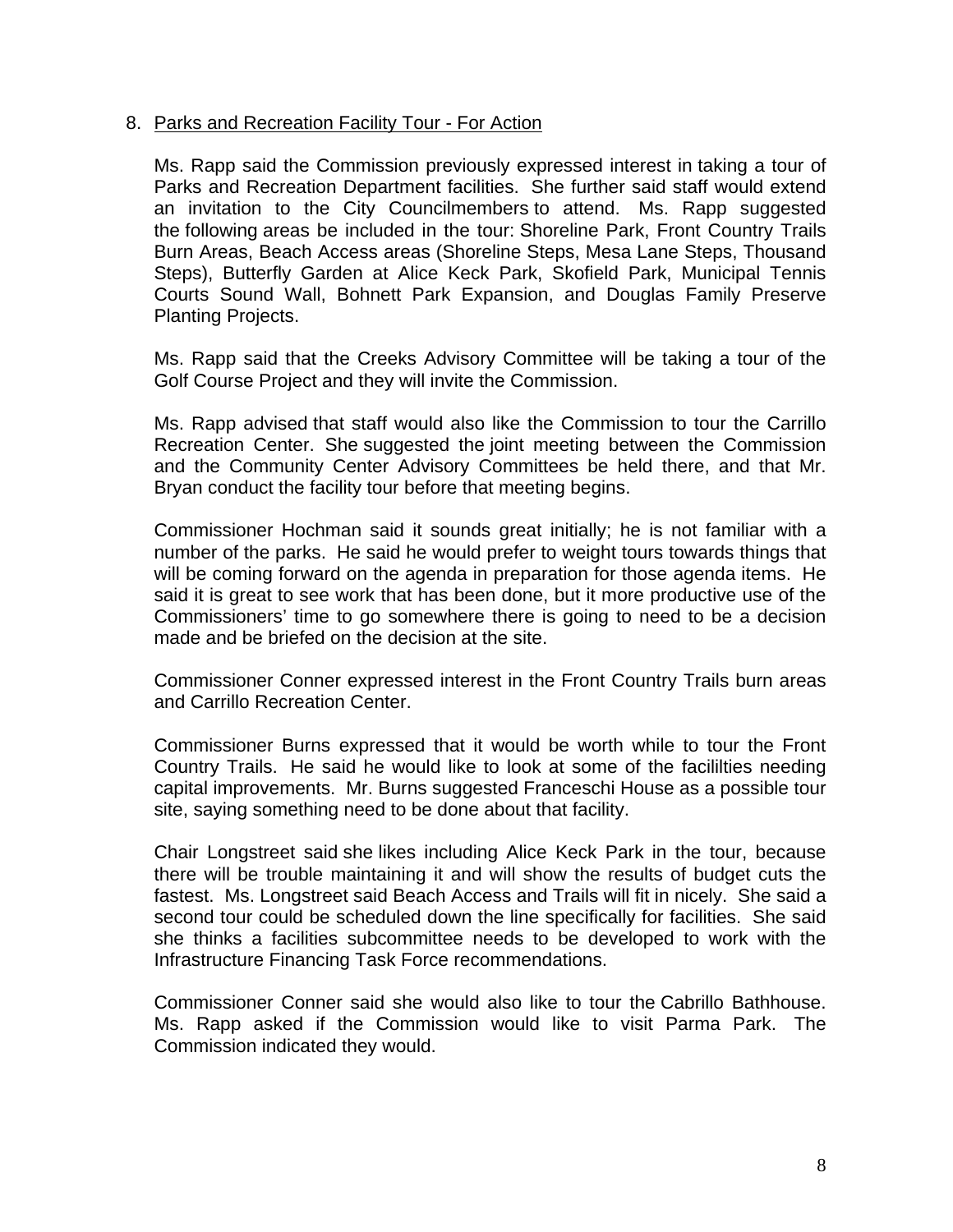8. <u>Parks and Recreation Facility Tour - For Action</u>

   Ms. Rapp said the Commission previously expressed interest in taking a tour of Parks and Recreation Department facilities. She further said staff would extend an invitation to the City Councilmembers to attend. Ms. Rapp suggested the following areas be included in the tour: Shoreline Park, Front Country Trails Burn Areas, Beach Access areas (Shoreline Steps, Mesa Lane Steps, Thousand Steps), Butterfly Garden at Alice Keck Park, Skofield Park, Municipal Tennis Courts Sound Wall, Bohnett Park Expansion, and Douglas Family Preserve Planting Projects.

   Ms. Rapp said that the Creeks Advisory Committee will be taking a tour of the Golf Course Project and they will invite the Commission.

   Ms. Rapp advised that staff would also like the Commission to tour the Carrillo Recreation Center. She suggested the joint meeting between the Commission and the Community Center Advisory Committees be held there, and that Mr. Bryan conduct the facility tour before that meeting begins.

   Commissioner Hochman said it sounds great initially; he is not familiar with a number of the parks. He said he would prefer to weight tours towards things that will be coming forward on the agenda in preparation for those agenda items. He said it is great to see work that has been done, but it more productive use of the Commissioners' time to go somewhere there is going to need to be a decision made and be briefed on the decision at the site.

   Commissioner Conner expressed interest in the Front Country Trails burn areas and Carrillo Recreation Center.

   Commissioner Burns expressed that it would be worth while to tour the Front Country Trails. He said he would like to look at some of the facililties needing capital improvements. Mr. Burns suggested Franceschi House as a possible tour site, saying something need to be done about that facility.

   Chair Longstreet said she likes including Alice Keck Park in the tour, because there will be trouble maintaining it and will show the results of budget cuts the fastest. Ms. Longstreet said Beach Access and Trails will fit in nicely. She said a second tour could be scheduled down the line specifically for facilities. She said she thinks a facilities subcommittee needs to be developed to work with the Infrastructure Financing Task Force recommendations.

   Commissioner Conner said she would also like to tour the Cabrillo Bathhouse. Ms. Rapp asked if the Commission would like to visit Parma Park. The Commission indicated they would.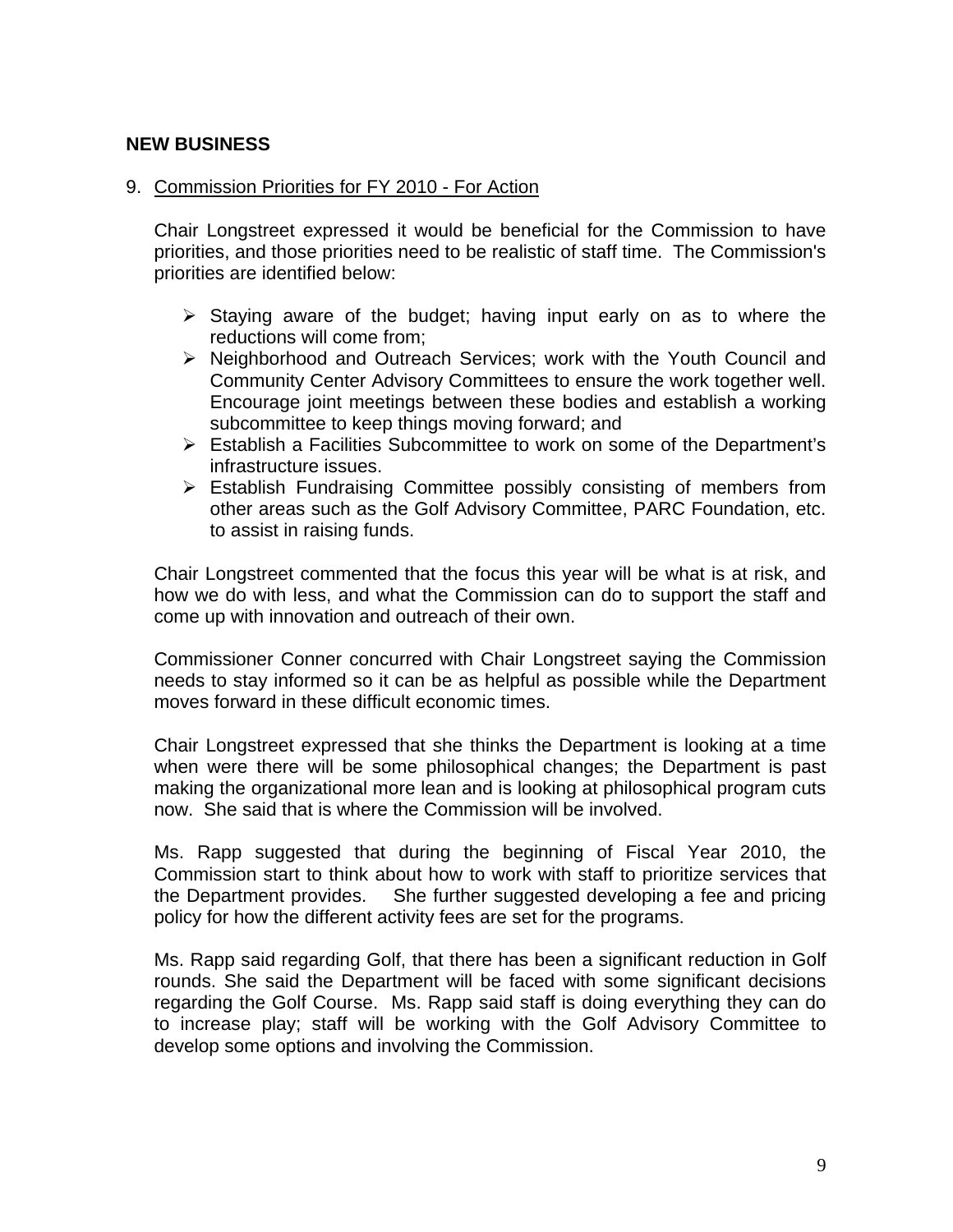## NEW BUSINESS

9. Commission Priorities for FY 2010 - For Action

   Chair Longstreet expressed it would be beneficial for the Commission to have priorities, and those priorities need to be realistic of staff time. The Commission's priorities are identified below:

   - Staying aware of the budget; having input early on as to where the reductions will come from;
   - Neighborhood and Outreach Services; work with the Youth Council and Community Center Advisory Committees to ensure the work together well. Encourage joint meetings between these bodies and establish a working subcommittee to keep things moving forward; and
   - Establish a Facilities Subcommittee to work on some of the Department's infrastructure issues.
   - Establish Fundraising Committee possibly consisting of members from other areas such as the Golf Advisory Committee, PARC Foundation, etc. to assist in raising funds.

   Chair Longstreet commented that the focus this year will be what is at risk, and how we do with less, and what the Commission can do to support the staff and come up with innovation and outreach of their own.

   Commissioner Conner concurred with Chair Longstreet saying the Commission needs to stay informed so it can be as helpful as possible while the Department moves forward in these difficult economic times.

   Chair Longstreet expressed that she thinks the Department is looking at a time when were there will be some philosophical changes; the Department is past making the organizational more lean and is looking at philosophical program cuts now. She said that is where the Commission will be involved.

   Ms. Rapp suggested that during the beginning of Fiscal Year 2010, the Commission start to think about how to work with staff to prioritize services that the Department provides. She further suggested developing a fee and pricing policy for how the different activity fees are set for the programs.

   Ms. Rapp said regarding Golf, that there has been a significant reduction in Golf rounds. She said the Department will be faced with some significant decisions regarding the Golf Course. Ms. Rapp said staff is doing everything they can do to increase play; staff will be working with the Golf Advisory Committee to develop some options and involving the Commission.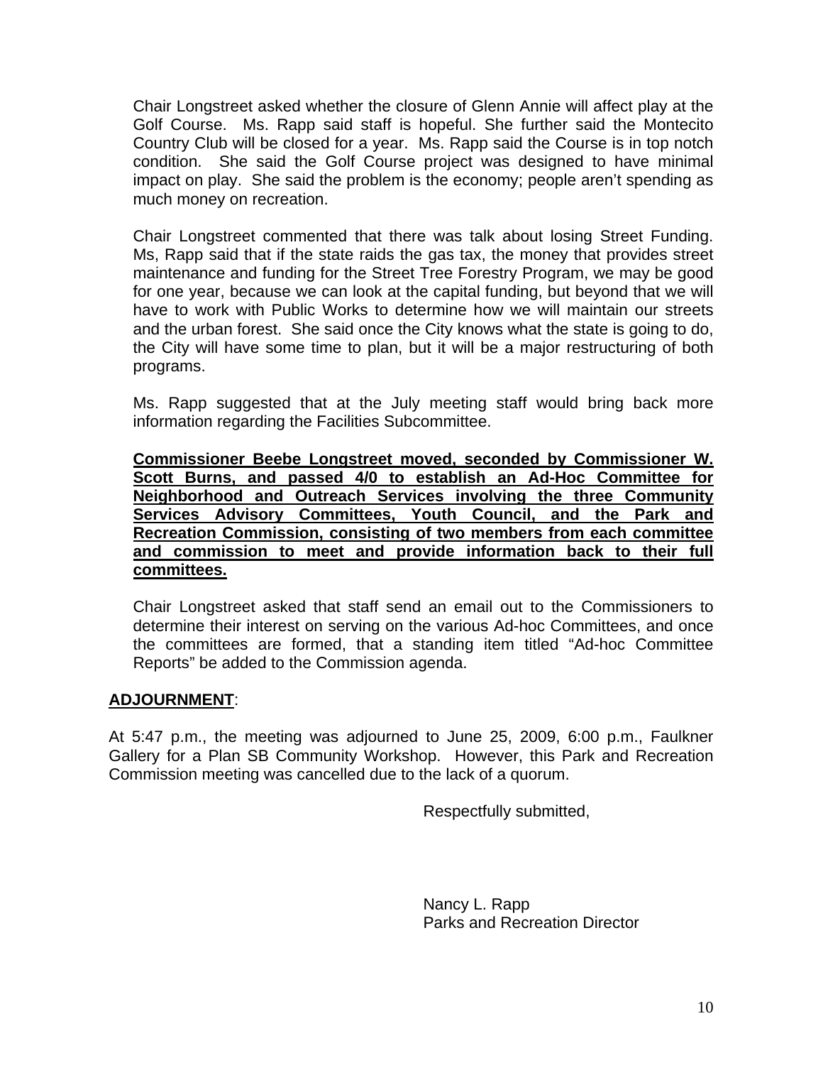Chair Longstreet asked whether the closure of Glenn Annie will affect play at the Golf Course. Ms. Rapp said staff is hopeful. She further said the Montecito Country Club will be closed for a year. Ms. Rapp said the Course is in top notch condition. She said the Golf Course project was designed to have minimal impact on play. She said the problem is the economy; people aren't spending as much money on recreation.

Chair Longstreet commented that there was talk about losing Street Funding. Ms, Rapp said that if the state raids the gas tax, the money that provides street maintenance and funding for the Street Tree Forestry Program, we may be good for one year, because we can look at the capital funding, but beyond that we will have to work with Public Works to determine how we will maintain our streets and the urban forest. She said once the City knows what the state is going to do, the City will have some time to plan, but it will be a major restructuring of both programs.

Ms. Rapp suggested that at the July meeting staff would bring back more information regarding the Facilities Subcommittee.

**Commissioner Beebe Longstreet moved, seconded by Commissioner W. Scott Burns, and passed 4/0 to establish an Ad-Hoc Committee for Neighborhood and Outreach Services involving the three Community Services Advisory Committees, Youth Council, and the Park and Recreation Commission, consisting of two members from each committee and commission to meet and provide information back to their full committees.**

Chair Longstreet asked that staff send an email out to the Commissioners to determine their interest on serving on the various Ad-hoc Committees, and once the committees are formed, that a standing item titled "Ad-hoc Committee Reports" be added to the Commission agenda.

**ADJOURNMENT**:

At 5:47 p.m., the meeting was adjourned to June 25, 2009, 6:00 p.m., Faulkner Gallery for a Plan SB Community Workshop. However, this Park and Recreation Commission meeting was cancelled due to the lack of a quorum.

Respectfully submitted,

Nancy L. Rapp
Parks and Recreation Director